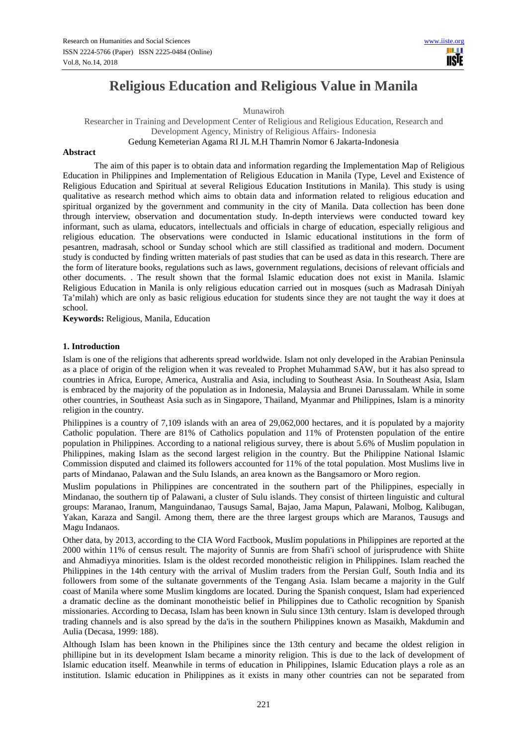# Religious Education and Religious Value in Manila

Munawiroh

Researcher in Training and Development Center of Religious and Religious Education, Research and Development Agency, Ministry of Religious Affairs- Indonesia

Gedung Kemeterian Agama RI JL M.H Thamrin Nomor 6 Jakarta-Indonesia

## Abstract

The aim of this paper is to obtain data and information regarding the Implementation Map of Religious Education in Philippines and Implementation of Religious Education in Manila (Type, Level and Existence of Religious Education and Spiritual at several Religious Education Institutions in Manila). This study is using qualitative as research method which aims to obtain data and information related to religious education and spiritual organized by the government and community in the city of Manila. Data collection has been done through interview, observation and documentation study. In-depth interviews were conducted toward key informant, such as ulama, educators, intellectuals and officials in charge of education, especially religious and religious education. The observations were conducted in Islamic educational institutions in the form of pesantren, madrasah, school or Sunday school which are still classified as traditional and modern. Document study is conducted by finding written materials of past studies that can be used as data in this research. There are the form of literature books, regulations such as laws, government regulations, decisions of relevant officials and other documents. . The result shown that the formal Islamic education does not exist in Manila. Islamic Religious Education in Manila is only religious education carried out in mosques (such as Madrasah Diniyah Ta'milah) which are only as basic religious education for students since they are not taught the way it does at school.

**Keywords:** Religious, Manila, Education

## 1. Introduction

Islam is one of the religions that adherents spread worldwide. Islam not only developed in the Arabian Peninsula as a place of origin of the religion when it was revealed to Prophet Muhammad SAW, but it has also spread to countries in Africa, Europe, America, Australia and Asia, including to Southeast Asia. In Southeast Asia, Islam is embraced by the majority of the population as in Indonesia, Malaysia and Brunei Darussalam. While in some other countries, in Southeast Asia such as in Singapore, Thailand, Myanmar and Philippines, Islam is a minority religion in the country.

Philippines is a country of 7,109 islands with an area of 29,062,000 hectares, and it is populated by a majority Catholic population. There are 81% of Catholics population and 11% of Protensten population of the entire population in Philippines. According to a national religious survey, there is about 5.6% of Muslim population in Philippines, making Islam as the second largest religion in the country. But the Philippine National Islamic Commission disputed and claimed its followers accounted for 11% of the total population. Most Muslims live in parts of Mindanao, Palawan and the Sulu Islands, an area known as the Bangsamoro or Moro region.

Muslim populations in Philippines are concentrated in the southern part of the Philippines, especially in Mindanao, the southern tip of Palawani, a cluster of Sulu islands. They consist of thirteen linguistic and cultural groups: Maranao, Iranum, Manguindanao, Tausugs Samal, Bajao, Jama Mapun, Palawani, Molbog, Kalibugan, Yakan, Karaza and Sangil. Among them, there are the three largest groups which are Maranos, Tausugs and Magu Indanaos.

Other data, by 2013, according to the CIA Word Factbook, Muslim populations in Philippines are reported at the 2000 within 11% of census result. The majority of Sunnis are from Shafi'i school of jurisprudence with Shiite and Ahmadiyya minorities. Islam is the oldest recorded monotheistic religion in Philippines. Islam reached the Philippines in the 14th century with the arrival of Muslim traders from the Persian Gulf, South India and its followers from some of the sultanate governments of the Tengang Asia. Islam became a majority in the Gulf coast of Manila where some Muslim kingdoms are located. During the Spanish conquest, Islam had experienced a dramatic decline as the dominant monotheistic belief in Philippines due to Catholic recognition by Spanish missionaries. According to Decasa, Islam has been known in Sulu since 13th century. Islam is developed through trading channels and is also spread by the da'is in the southern Philippines known as Masaikh, Makdumin and Aulia (Decasa, 1999: 188).

Although Islam has been known in the Philipines since the 13th century and became the oldest religion in phillipine but in its development Islam became a minority religion. This is due to the lack of development of Islamic education itself. Meanwhile in terms of education in Philippines, Islamic Education plays a role as an institution. Islamic education in Philippines as it exists in many other countries can not be separated from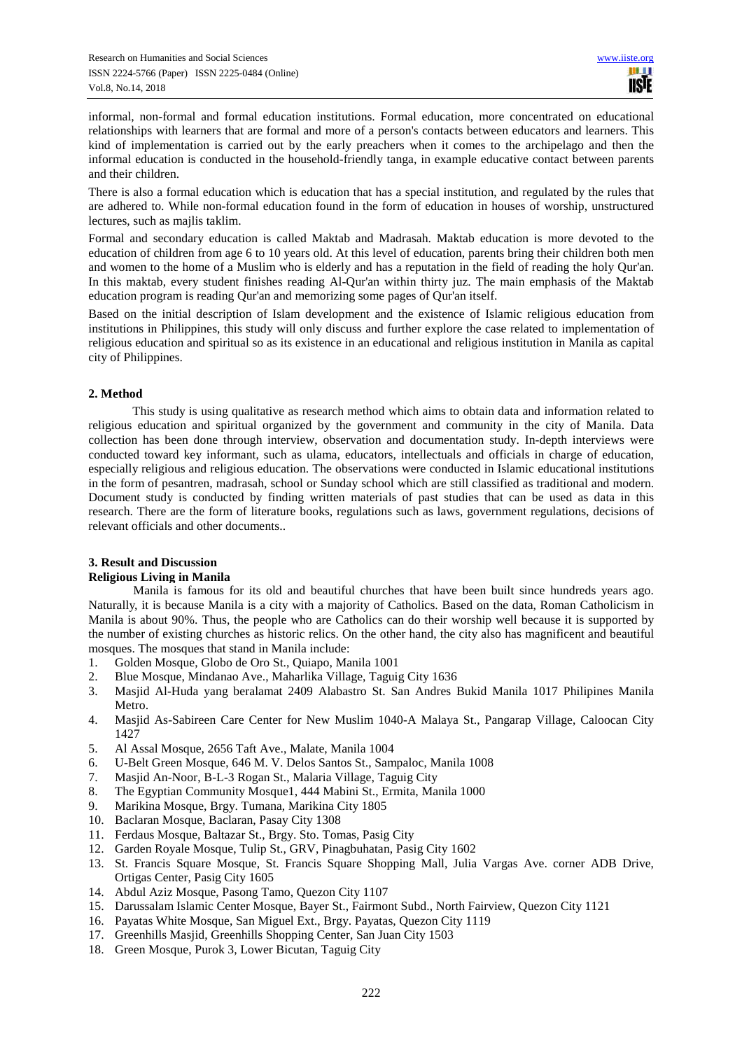informal, non-formal and formal education institutions. Formal education, more concentrated on educational relationships with learners that are formal and more of a person's contacts between educators and learners. This kind of implementation is carried out by the early preachers when it comes to the archipelago and then the informal education is conducted in the household-friendly tanga, in example educative contact between parents and their children.

There is also a formal education which is education that has a special institution, and regulated by the rules that are adhered to. While non-formal education found in the form of education in houses of worship, unstructured lectures, such as majlis taklim.

Formal and secondary education is called Maktab and Madrasah. Maktab education is more devoted to the education of children from age 6 to 10 years old. At this level of education, parents bring their children both men and women to the home of a Muslim who is elderly and has a reputation in the field of reading the holy Qur'an. In this maktab, every student finishes reading Al-Qur'an within thirty juz. The main emphasis of the Maktab education program is reading Qur'an and memorizing some pages of Qur'an itself.

Based on the initial description of Islam development and the existence of Islamic religious education from institutions in Philippines, this study will only discuss and further explore the case related to implementation of religious education and spiritual so as its existence in an educational and religious institution in Manila as capital city of Philippines.

## 2. Method

This study is using qualitative as research method which aims to obtain data and information related to religious education and spiritual organized by the government and community in the city of Manila. Data collection has been done through interview, observation and documentation study. In-depth interviews were conducted toward key informant, such as ulama, educators, intellectuals and officials in charge of education, especially religious and religious education. The observations were conducted in Islamic educational institutions in the form of pesantren, madrasah, school or Sunday school which are still classified as traditional and modern. Document study is conducted by finding written materials of past studies that can be used as data in this research. There are the form of literature books, regulations such as laws, government regulations, decisions of relevant officials and other documents..

## 3. Result and Discussion

### Religious Living in Manila

Manila is famous for its old and beautiful churches that have been built since hundreds years ago. Naturally, it is because Manila is a city with a majority of Catholics. Based on the data, Roman Catholicism in Manila is about 90%. Thus, the people who are Catholics can do their worship well because it is supported by the number of existing churches as historic relics. On the other hand, the city also has magnificent and beautiful mosques. The mosques that stand in Manila include:

1. Golden Mosque, Globo de Oro St., Quiapo, Manila 1001
2. Blue Mosque, Mindanao Ave., Maharlika Village, Taguig City 1636
3. Masjid Al-Huda yang beralamat 2409 Alabastro St. San Andres Bukid Manila 1017 Philipines Manila Metro.
4. Masjid As-Sabireen Care Center for New Muslim 1040-A Malaya St., Pangarap Village, Caloocan City 1427
5. Al Assal Mosque, 2656 Taft Ave., Malate, Manila 1004
6. U-Belt Green Mosque, 646 M. V. Delos Santos St., Sampaloc, Manila 1008
7. Masjid An-Noor, B-L-3 Rogan St., Malaria Village, Taguig City
8. The Egyptian Community Mosque1, 444 Mabini St., Ermita, Manila 1000
9. Marikina Mosque, Brgy. Tumana, Marikina City 1805
10. Baclaran Mosque, Baclaran, Pasay City 1308
11. Ferdaus Mosque, Baltazar St., Brgy. Sto. Tomas, Pasig City
12. Garden Royale Mosque, Tulip St., GRV, Pinagbuhatan, Pasig City 1602
13. St. Francis Square Mosque, St. Francis Square Shopping Mall, Julia Vargas Ave. corner ADB Drive, Ortigas Center, Pasig City 1605
14. Abdul Aziz Mosque, Pasong Tamo, Quezon City 1107
15. Darussalam Islamic Center Mosque, Bayer St., Fairmont Subd., North Fairview, Quezon City 1121
16. Payatas White Mosque, San Miguel Ext., Brgy. Payatas, Quezon City 1119
17. Greenhills Masjid, Greenhills Shopping Center, San Juan City 1503
18. Green Mosque, Purok 3, Lower Bicutan, Taguig City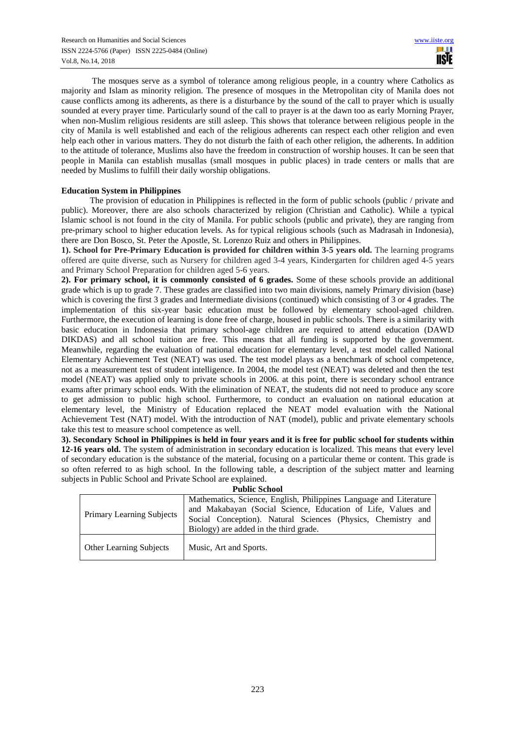The mosques serve as a symbol of tolerance among religious people, in a country where Catholics as majority and Islam as minority religion. The presence of mosques in the Metropolitan city of Manila does not cause conflicts among its adherents, as there is a disturbance by the sound of the call to prayer which is usually sounded at every prayer time. Particularly sound of the call to prayer is at the dawn too as early Morning Prayer, when non-Muslim religious residents are still asleep. This shows that tolerance between religious people in the city of Manila is well established and each of the religious adherents can respect each other religion and even help each other in various matters. They do not disturb the faith of each other religion, the adherents. In addition to the attitude of tolerance, Muslims also have the freedom in construction of worship houses. It can be seen that people in Manila can establish musallas (small mosques in public places) in trade centers or malls that are needed by Muslims to fulfill their daily worship obligations.

**Education System in Philippines**

The provision of education in Philippines is reflected in the form of public schools (public / private and public). Moreover, there are also schools characterized by religion (Christian and Catholic). While a typical Islamic school is not found in the city of Manila. For public schools (public and private), they are ranging from pre-primary school to higher education levels. As for typical religious schools (such as Madrasah in Indonesia), there are Don Bosco, St. Peter the Apostle, St. Lorenzo Ruiz and others in Philippines.

**1). School for Pre-Primary Education is provided for children within 3-5 years old.** The learning programs offered are quite diverse, such as Nursery for children aged 3-4 years, Kindergarten for children aged 4-5 years and Primary School Preparation for children aged 5-6 years.

**2). For primary school, it is commonly consisted of 6 grades.** Some of these schools provide an additional grade which is up to grade 7. These grades are classified into two main divisions, namely Primary division (base) which is covering the first 3 grades and Intermediate divisions (continued) which consisting of 3 or 4 grades. The implementation of this six-year basic education must be followed by elementary school-aged children. Furthermore, the execution of learning is done free of charge, housed in public schools. There is a similarity with basic education in Indonesia that primary school-age children are required to attend education (DAWD DIKDAS) and all school tuition are free. This means that all funding is supported by the government. Meanwhile, regarding the evaluation of national education for elementary level, a test model called National Elementary Achievement Test (NEAT) was used. The test model plays as a benchmark of school competence, not as a measurement test of student intelligence. In 2004, the model test (NEAT) was deleted and then the test model (NEAT) was applied only to private schools in 2006. at this point, there is secondary school entrance exams after primary school ends. With the elimination of NEAT, the students did not need to produce any score to get admission to public high school. Furthermore, to conduct an evaluation on national education at elementary level, the Ministry of Education replaced the NEAT model evaluation with the National Achievement Test (NAT) model. With the introduction of NAT (model), public and private elementary schools take this test to measure school competence as well.

**3). Secondary School in Philippines is held in four years and it is free for public school for students within 12-16 years old.** The system of administration in secondary education is localized. This means that every level of secondary education is the substance of the material, focusing on a particular theme or content. This grade is so often referred to as high school. In the following table, a description of the subject matter and learning subjects in Public School and Private School are explained.

**Public School**

| | |
|---|---|
| Primary Learning Subjects | Mathematics, Science, English, Philippines Language and Literature and Makabayan (Social Science, Education of Life, Values and Social Conception). Natural Sciences (Physics, Chemistry and Biology) are added in the third grade. |
| Other Learning Subjects | Music, Art and Sports. |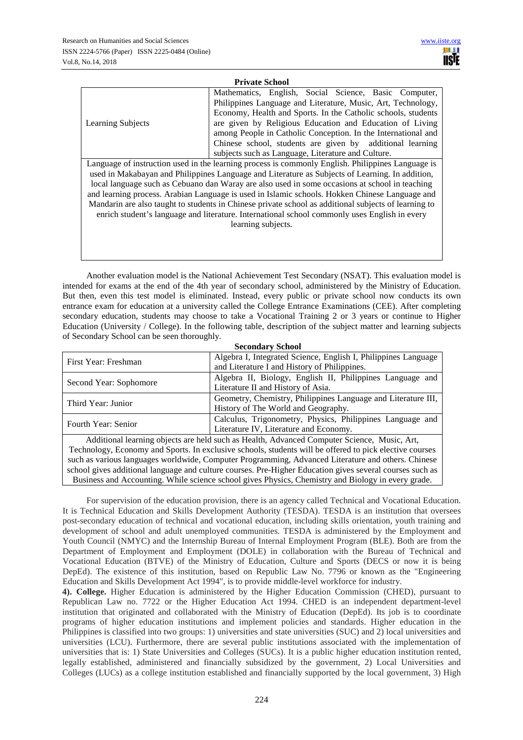**Private School**

| | |
|---|---|
| Learning Subjects | Mathematics, English, Social Science, Basic Computer, Philippines Language and Literature, Music, Art, Technology, Economy, Health and Sports. In the Catholic schools, students are given by Religious Education and Education of Living among People in Catholic Conception. In the International and Chinese school, students are given by additional learning subjects such as Language, Literature and Culture. |
| Language of instruction used in the learning process is commonly English. Philippines Language is used in Makabayan and Philippines Language and Literature as Subjects of Learning. In addition, local language such as Cebuano dan Waray are also used in some occasions at school in teaching and learning process. Arabian Language is used in Islamic schools. Hokken Chinese Language and Mandarin are also taught to students in Chinese private school as additional subjects of learning to enrich student's language and literature. International school commonly uses English in every learning subjects. | |

Another evaluation model is the National Achievement Test Secondary (NSAT). This evaluation model is intended for exams at the end of the 4th year of secondary school, administered by the Ministry of Education. But then, even this test model is eliminated. Instead, every public or private school now conducts its own entrance exam for education at a university called the College Entrance Examinations (CEE). After completing secondary education, students may choose to take a Vocational Training 2 or 3 years or continue to Higher Education (University / College). In the following table, description of the subject matter and learning subjects of Secondary School can be seen thoroughly.

**Secondary School**

| | |
|---|---|
| First Year: Freshman | Algebra I, Integrated Science, English I, Philippines Language and Literature I and History of Philippines. |
| Second Year: Sophomore | Algebra II, Biology, English II, Philippines Language and Literature II and History of Asia. |
| Third Year: Junior | Geometry, Chemistry, Philippines Language and Literature III, History of The World and Geography. |
| Fourth Year: Senior | Calculus, Trigonometry, Physics, Philippines Language and Literature IV, Literature and Economy. |
| Additional learning objects are held such as Health, Advanced Computer Science, Music, Art, Technology, Economy and Sports. In exclusive schools, students will be offered to pick elective courses such as various languages worldwide, Computer Programming, Advanced Literature and others. Chinese school gives additional language and culture courses. Pre-Higher Education gives several courses such as Business and Accounting. While science school gives Physics, Chemistry and Biology in every grade. | |

For supervision of the education provision, there is an agency called Technical and Vocational Education. It is Technical Education and Skills Development Authority (TESDA). TESDA is an institution that oversees post-secondary education of technical and vocational education, including skills orientation, youth training and development of school and adult unemployed communities. TESDA is administered by the Employment and Youth Council (NMYC) and the Internship Bureau of Internal Employment Program (BLE). Both are from the Department of Employment and Employment (DOLE) in collaboration with the Bureau of Technical and Vocational Education (BTVE) of the Ministry of Education, Culture and Sports (DECS or now it is being DepEd). The existence of this institution, based on Republic Law No. 7796 or known as the "Engineering Education and Skills Development Act 1994", is to provide middle-level workforce for industry.

**4). College.** Higher Education is administered by the Higher Education Commission (CHED), pursuant to Republican Law no. 7722 or the Higher Education Act 1994. CHED is an independent department-level institution that originated and collaborated with the Ministry of Education (DepEd). Its job is to coordinate programs of higher education institutions and implement policies and standards. Higher education in the Philippines is classified into two groups: 1) universities and state universities (SUC) and 2) local universities and universities (LCU). Furthermore, there are several public institutions associated with the implementation of universities that is: 1) State Universities and Colleges (SUCs). It is a public higher education institution rented, legally established, administered and financially subsidized by the government, 2) Local Universities and Colleges (LUCs) as a college institution established and financially supported by the local government, 3) High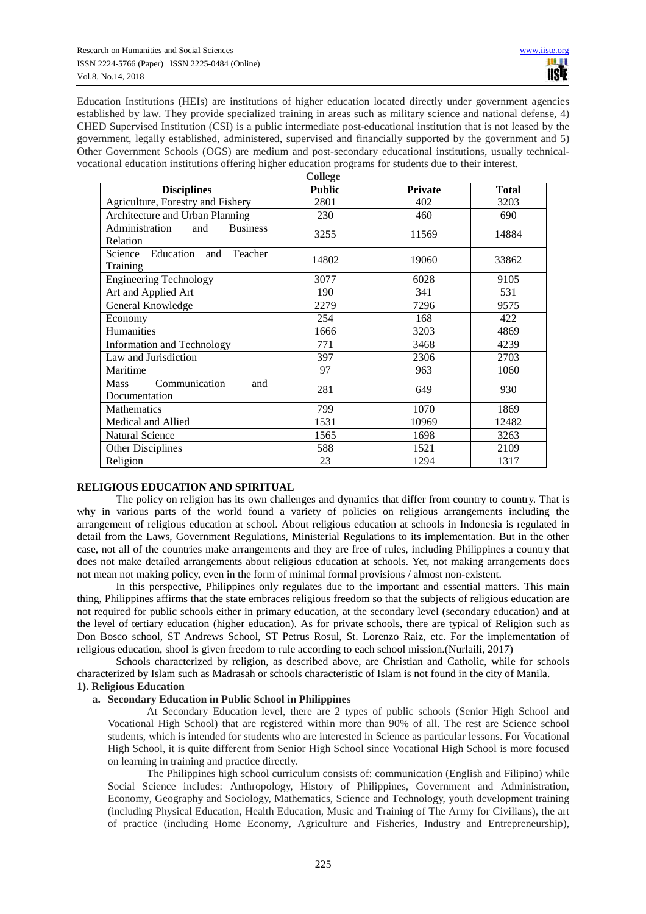Education Institutions (HEIs) are institutions of higher education located directly under government agencies established by law. They provide specialized training in areas such as military science and national defense, 4) CHED Supervised Institution (CSI) is a public intermediate post-educational institution that is not leased by the government, legally established, administered, supervised and financially supported by the government and 5) Other Government Schools (OGS) are medium and post-secondary educational institutions, usually technical-vocational education institutions offering higher education programs for students due to their interest.

**College**

| Disciplines | Public | Private | Total |
|---|---|---|---|
| Agriculture, Forestry and Fishery | 2801 | 402 | 3203 |
| Architecture and Urban Planning | 230 | 460 | 690 |
| Administration and Business Relation | 3255 | 11569 | 14884 |
| Science Education and Teacher Training | 14802 | 19060 | 33862 |
| Engineering Technology | 3077 | 6028 | 9105 |
| Art and Applied Art | 190 | 341 | 531 |
| General Knowledge | 2279 | 7296 | 9575 |
| Economy | 254 | 168 | 422 |
| Humanities | 1666 | 3203 | 4869 |
| Information and Technology | 771 | 3468 | 4239 |
| Law and Jurisdiction | 397 | 2306 | 2703 |
| Maritime | 97 | 963 | 1060 |
| Mass Communication and Documentation | 281 | 649 | 930 |
| Mathematics | 799 | 1070 | 1869 |
| Medical and Allied | 1531 | 10969 | 12482 |
| Natural Science | 1565 | 1698 | 3263 |
| Other Disciplines | 588 | 1521 | 2109 |
| Religion | 23 | 1294 | 1317 |

## RELIGIOUS EDUCATION AND SPIRITUAL

The policy on religion has its own challenges and dynamics that differ from country to country. That is why in various parts of the world found a variety of policies on religious arrangements including the arrangement of religious education at school. About religious education at schools in Indonesia is regulated in detail from the Laws, Government Regulations, Ministerial Regulations to its implementation. But in the other case, not all of the countries make arrangements and they are free of rules, including Philippines a country that does not make detailed arrangements about religious education at schools. Yet, not making arrangements does not mean not making policy, even in the form of minimal formal provisions / almost non-existent.

In this perspective, Philippines only regulates due to the important and essential matters. This main thing, Philippines affirms that the state embraces religious freedom so that the subjects of religious education are not required for public schools either in primary education, at the secondary level (secondary education) and at the level of tertiary education (higher education). As for private schools, there are typical of Religion such as Don Bosco school, ST Andrews School, ST Petrus Rosul, St. Lorenzo Raiz, etc. For the implementation of religious education, shool is given freedom to rule according to each school mission.(Nurlaili, 2017)

Schools characterized by religion, as described above, are Christian and Catholic, while for schools characterized by Islam such as Madrasah or schools characteristic of Islam is not found in the city of Manila.

### 1). Religious Education

#### a. Secondary Education in Public School in Philippines

At Secondary Education level, there are 2 types of public schools (Senior High School and Vocational High School) that are registered within more than 90% of all. The rest are Science school students, which is intended for students who are interested in Science as particular lessons. For Vocational High School, it is quite different from Senior High School since Vocational High School is more focused on learning in training and practice directly.

The Philippines high school curriculum consists of: communication (English and Filipino) while Social Science includes: Anthropology, History of Philippines, Government and Administration, Economy, Geography and Sociology, Mathematics, Science and Technology, youth development training (including Physical Education, Health Education, Music and Training of The Army for Civilians), the art of practice (including Home Economy, Agriculture and Fisheries, Industry and Entrepreneurship),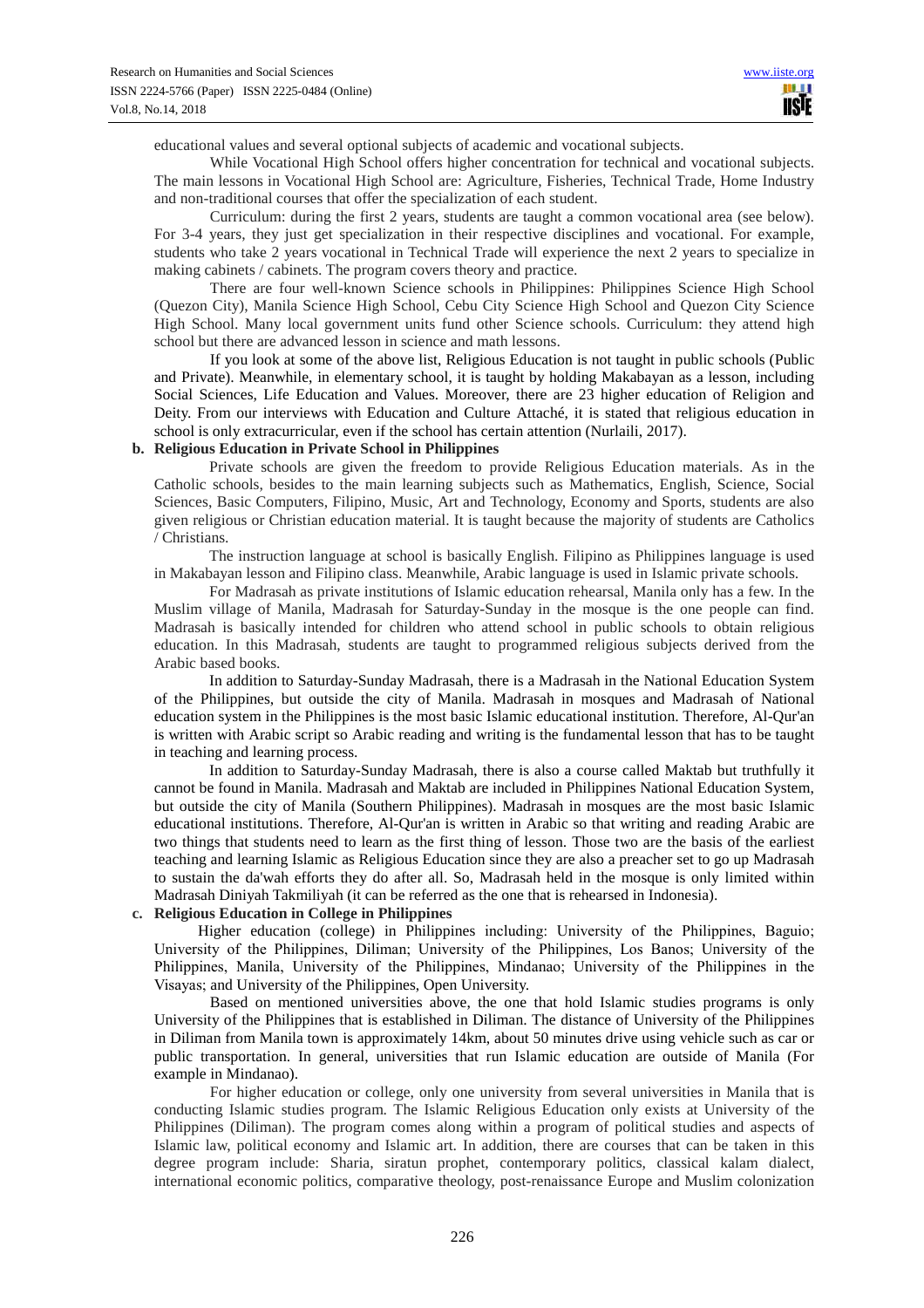educational values and several optional subjects of academic and vocational subjects.

While Vocational High School offers higher concentration for technical and vocational subjects. The main lessons in Vocational High School are: Agriculture, Fisheries, Technical Trade, Home Industry and non-traditional courses that offer the specialization of each student.

Curriculum: during the first 2 years, students are taught a common vocational area (see below). For 3-4 years, they just get specialization in their respective disciplines and vocational. For example, students who take 2 years vocational in Technical Trade will experience the next 2 years to specialize in making cabinets / cabinets. The program covers theory and practice.

There are four well-known Science schools in Philippines: Philippines Science High School (Quezon City), Manila Science High School, Cebu City Science High School and Quezon City Science High School. Many local government units fund other Science schools. Curriculum: they attend high school but there are advanced lesson in science and math lessons.

If you look at some of the above list, Religious Education is not taught in public schools (Public and Private). Meanwhile, in elementary school, it is taught by holding Makabayan as a lesson, including Social Sciences, Life Education and Values. Moreover, there are 23 higher education of Religion and Deity. From our interviews with Education and Culture Attaché, it is stated that religious education in school is only extracurricular, even if the school has certain attention (Nurlaili, 2017).

**b. Religious Education in Private School in Philippines**

Private schools are given the freedom to provide Religious Education materials. As in the Catholic schools, besides to the main learning subjects such as Mathematics, English, Science, Social Sciences, Basic Computers, Filipino, Music, Art and Technology, Economy and Sports, students are also given religious or Christian education material. It is taught because the majority of students are Catholics / Christians.

The instruction language at school is basically English. Filipino as Philippines language is used in Makabayan lesson and Filipino class. Meanwhile, Arabic language is used in Islamic private schools.

For Madrasah as private institutions of Islamic education rehearsal, Manila only has a few. In the Muslim village of Manila, Madrasah for Saturday-Sunday in the mosque is the one people can find. Madrasah is basically intended for children who attend school in public schools to obtain religious education. In this Madrasah, students are taught to programmed religious subjects derived from the Arabic based books.

In addition to Saturday-Sunday Madrasah, there is a Madrasah in the National Education System of the Philippines, but outside the city of Manila. Madrasah in mosques and Madrasah of National education system in the Philippines is the most basic Islamic educational institution. Therefore, Al-Qur'an is written with Arabic script so Arabic reading and writing is the fundamental lesson that has to be taught in teaching and learning process.

In addition to Saturday-Sunday Madrasah, there is also a course called Maktab but truthfully it cannot be found in Manila. Madrasah and Maktab are included in Philippines National Education System, but outside the city of Manila (Southern Philippines). Madrasah in mosques are the most basic Islamic educational institutions. Therefore, Al-Qur'an is written in Arabic so that writing and reading Arabic are two things that students need to learn as the first thing of lesson. Those two are the basis of the earliest teaching and learning Islamic as Religious Education since they are also a preacher set to go up Madrasah to sustain the da'wah efforts they do after all. So, Madrasah held in the mosque is only limited within Madrasah Diniyah Takmiliyah (it can be referred as the one that is rehearsed in Indonesia).

**c. Religious Education in College in Philippines**

Higher education (college) in Philippines including: University of the Philippines, Baguio; University of the Philippines, Diliman; University of the Philippines, Los Banos; University of the Philippines, Manila, University of the Philippines, Mindanao; University of the Philippines in the Visayas; and University of the Philippines, Open University.

Based on mentioned universities above, the one that hold Islamic studies programs is only University of the Philippines that is established in Diliman. The distance of University of the Philippines in Diliman from Manila town is approximately 14km, about 50 minutes drive using vehicle such as car or public transportation. In general, universities that run Islamic education are outside of Manila (For example in Mindanao).

For higher education or college, only one university from several universities in Manila that is conducting Islamic studies program. The Islamic Religious Education only exists at University of the Philippines (Diliman). The program comes along within a program of political studies and aspects of Islamic law, political economy and Islamic art. In addition, there are courses that can be taken in this degree program include: Sharia, siratun prophet, contemporary politics, classical kalam dialect, international economic politics, comparative theology, post-renaissance Europe and Muslim colonization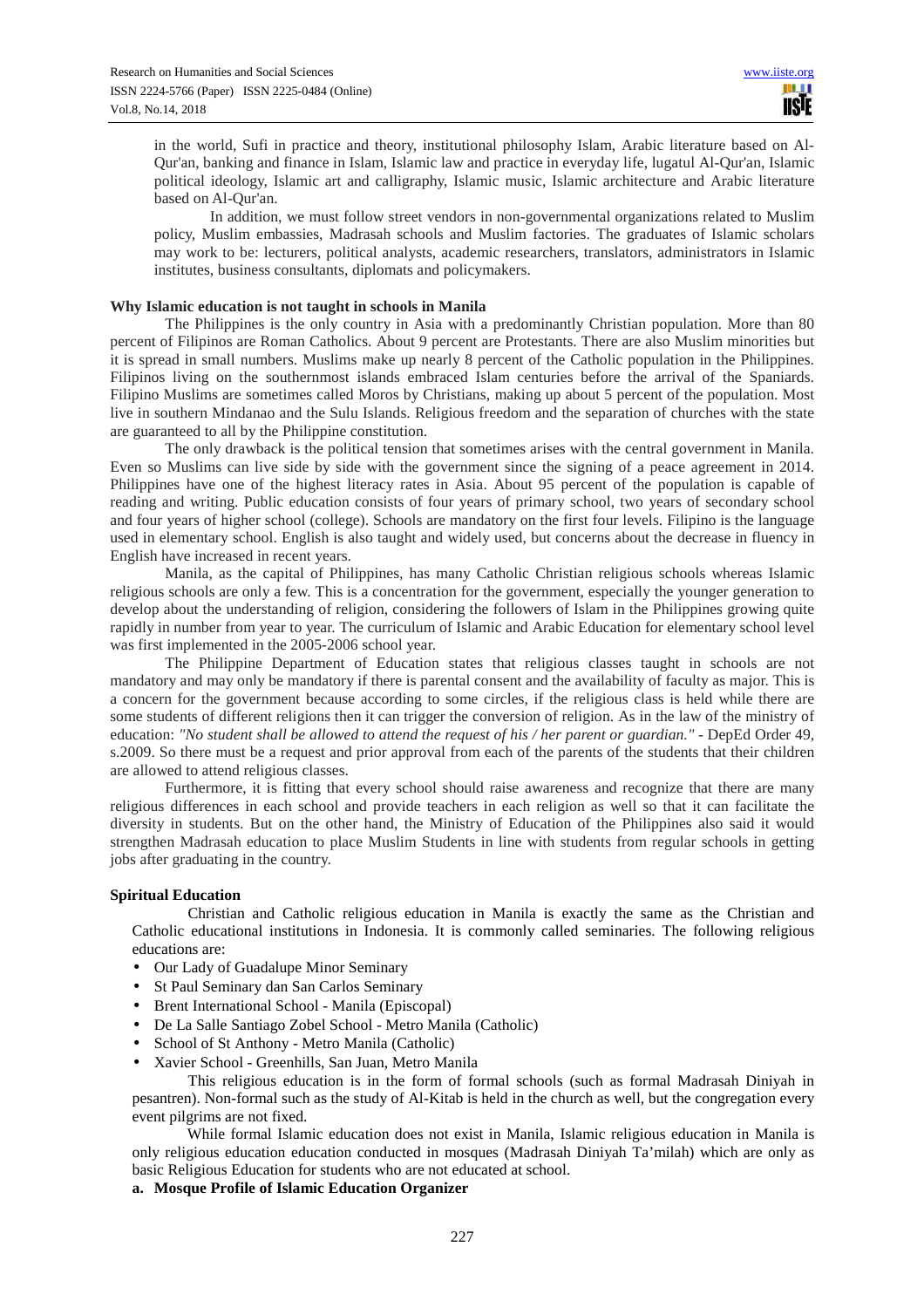in the world, Sufi in practice and theory, institutional philosophy Islam, Arabic literature based on Al-Qur'an, banking and finance in Islam, Islamic law and practice in everyday life, lugatul Al-Qur'an, Islamic political ideology, Islamic art and calligraphy, Islamic music, Islamic architecture and Arabic literature based on Al-Qur'an.

In addition, we must follow street vendors in non-governmental organizations related to Muslim policy, Muslim embassies, Madrasah schools and Muslim factories. The graduates of Islamic scholars may work to be: lecturers, political analysts, academic researchers, translators, administrators in Islamic institutes, business consultants, diplomats and policymakers.

**Why Islamic education is not taught in schools in Manila**

The Philippines is the only country in Asia with a predominantly Christian population. More than 80 percent of Filipinos are Roman Catholics. About 9 percent are Protestants. There are also Muslim minorities but it is spread in small numbers. Muslims make up nearly 8 percent of the Catholic population in the Philippines. Filipinos living on the southernmost islands embraced Islam centuries before the arrival of the Spaniards. Filipino Muslims are sometimes called Moros by Christians, making up about 5 percent of the population. Most live in southern Mindanao and the Sulu Islands. Religious freedom and the separation of churches with the state are guaranteed to all by the Philippine constitution.

The only drawback is the political tension that sometimes arises with the central government in Manila. Even so Muslims can live side by side with the government since the signing of a peace agreement in 2014. Philippines have one of the highest literacy rates in Asia. About 95 percent of the population is capable of reading and writing. Public education consists of four years of primary school, two years of secondary school and four years of higher school (college). Schools are mandatory on the first four levels. Filipino is the language used in elementary school. English is also taught and widely used, but concerns about the decrease in fluency in English have increased in recent years.

Manila, as the capital of Philippines, has many Catholic Christian religious schools whereas Islamic religious schools are only a few. This is a concentration for the government, especially the younger generation to develop about the understanding of religion, considering the followers of Islam in the Philippines growing quite rapidly in number from year to year. The curriculum of Islamic and Arabic Education for elementary school level was first implemented in the 2005-2006 school year.

The Philippine Department of Education states that religious classes taught in schools are not mandatory and may only be mandatory if there is parental consent and the availability of faculty as major. This is a concern for the government because according to some circles, if the religious class is held while there are some students of different religions then it can trigger the conversion of religion. As in the law of the ministry of education: *"No student shall be allowed to attend the request of his / her parent or guardian."* - DepEd Order 49, s.2009. So there must be a request and prior approval from each of the parents of the students that their children are allowed to attend religious classes.

Furthermore, it is fitting that every school should raise awareness and recognize that there are many religious differences in each school and provide teachers in each religion as well so that it can facilitate the diversity in students. But on the other hand, the Ministry of Education of the Philippines also said it would strengthen Madrasah education to place Muslim Students in line with students from regular schools in getting jobs after graduating in the country.

**Spiritual Education**

Christian and Catholic religious education in Manila is exactly the same as the Christian and Catholic educational institutions in Indonesia. It is commonly called seminaries. The following religious educations are:

- Our Lady of Guadalupe Minor Seminary
- St Paul Seminary dan San Carlos Seminary
- Brent International School - Manila (Episcopal)
- De La Salle Santiago Zobel School - Metro Manila (Catholic)
- School of St Anthony - Metro Manila (Catholic)
- Xavier School - Greenhills, San Juan, Metro Manila

This religious education is in the form of formal schools (such as formal Madrasah Diniyah in pesantren). Non-formal such as the study of Al-Kitab is held in the church as well, but the congregation every event pilgrims are not fixed.

While formal Islamic education does not exist in Manila, Islamic religious education in Manila is only religious education education conducted in mosques (Madrasah Diniyah Ta'milah) which are only as basic Religious Education for students who are not educated at school.

**a. Mosque Profile of Islamic Education Organizer**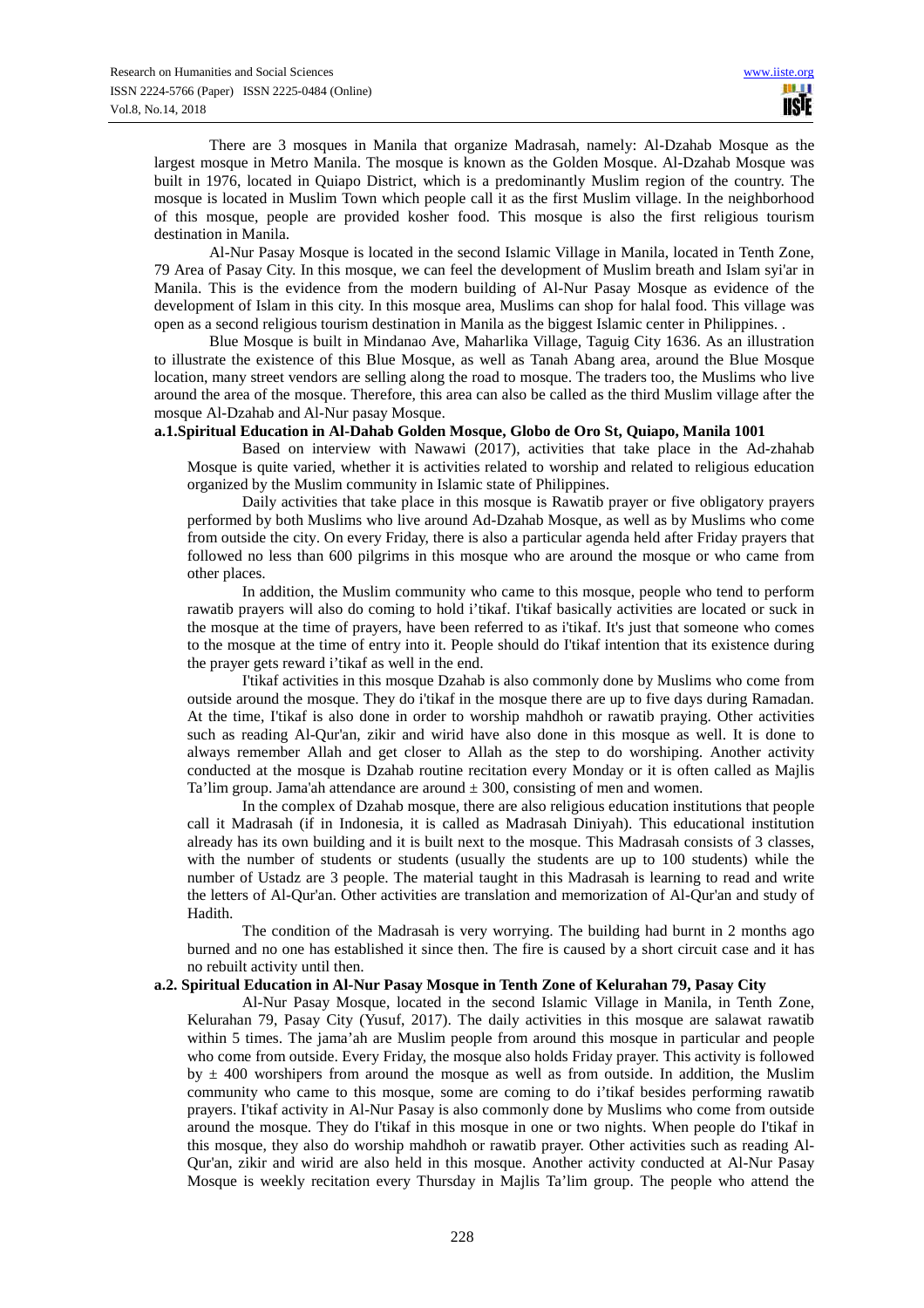There are 3 mosques in Manila that organize Madrasah, namely: Al-Dzahab Mosque as the largest mosque in Metro Manila. The mosque is known as the Golden Mosque. Al-Dzahab Mosque was built in 1976, located in Quiapo District, which is a predominantly Muslim region of the country. The mosque is located in Muslim Town which people call it as the first Muslim village. In the neighborhood of this mosque, people are provided kosher food. This mosque is also the first religious tourism destination in Manila.

Al-Nur Pasay Mosque is located in the second Islamic Village in Manila, located in Tenth Zone, 79 Area of Pasay City. In this mosque, we can feel the development of Muslim breath and Islam syi'ar in Manila. This is the evidence from the modern building of Al-Nur Pasay Mosque as evidence of the development of Islam in this city. In this mosque area, Muslims can shop for halal food. This village was open as a second religious tourism destination in Manila as the biggest Islamic center in Philippines. .

Blue Mosque is built in Mindanao Ave, Maharlika Village, Taguig City 1636. As an illustration to illustrate the existence of this Blue Mosque, as well as Tanah Abang area, around the Blue Mosque location, many street vendors are selling along the road to mosque. The traders too, the Muslims who live around the area of the mosque. Therefore, this area can also be called as the third Muslim village after the mosque Al-Dzahab and Al-Nur pasay Mosque.

**a.1.Spiritual Education in Al-Dahab Golden Mosque, Globo de Oro St, Quiapo, Manila 1001**

Based on interview with Nawawi (2017), activities that take place in the Ad-zhahab Mosque is quite varied, whether it is activities related to worship and related to religious education organized by the Muslim community in Islamic state of Philippines.

Daily activities that take place in this mosque is Rawatib prayer or five obligatory prayers performed by both Muslims who live around Ad-Dzahab Mosque, as well as by Muslims who come from outside the city. On every Friday, there is also a particular agenda held after Friday prayers that followed no less than 600 pilgrims in this mosque who are around the mosque or who came from other places.

In addition, the Muslim community who came to this mosque, people who tend to perform rawatib prayers will also do coming to hold i'tikaf. I'tikaf basically activities are located or suck in the mosque at the time of prayers, have been referred to as i'tikaf. It's just that someone who comes to the mosque at the time of entry into it. People should do I'tikaf intention that its existence during the prayer gets reward i'tikaf as well in the end.

I'tikaf activities in this mosque Dzahab is also commonly done by Muslims who come from outside around the mosque. They do i'tikaf in the mosque there are up to five days during Ramadan. At the time, I'tikaf is also done in order to worship mahdhoh or rawatib praying. Other activities such as reading Al-Qur'an, zikir and wirid have also done in this mosque as well. It is done to always remember Allah and get closer to Allah as the step to do worshiping. Another activity conducted at the mosque is Dzahab routine recitation every Monday or it is often called as Majlis Ta'lim group. Jama'ah attendance are around ± 300, consisting of men and women.

In the complex of Dzahab mosque, there are also religious education institutions that people call it Madrasah (if in Indonesia, it is called as Madrasah Diniyah). This educational institution already has its own building and it is built next to the mosque. This Madrasah consists of 3 classes, with the number of students or students (usually the students are up to 100 students) while the number of Ustadz are 3 people. The material taught in this Madrasah is learning to read and write the letters of Al-Qur'an. Other activities are translation and memorization of Al-Qur'an and study of Hadith.

The condition of the Madrasah is very worrying. The building had burnt in 2 months ago burned and no one has established it since then. The fire is caused by a short circuit case and it has no rebuilt activity until then.

**a.2. Spiritual Education in Al-Nur Pasay Mosque in Tenth Zone of Kelurahan 79, Pasay City**

Al-Nur Pasay Mosque, located in the second Islamic Village in Manila, in Tenth Zone, Kelurahan 79, Pasay City (Yusuf, 2017). The daily activities in this mosque are salawat rawatib within 5 times. The jama'ah are Muslim people from around this mosque in particular and people who come from outside. Every Friday, the mosque also holds Friday prayer. This activity is followed by ± 400 worshipers from around the mosque as well as from outside. In addition, the Muslim community who came to this mosque, some are coming to do i'tikaf besides performing rawatib prayers. I'tikaf activity in Al-Nur Pasay is also commonly done by Muslims who come from outside around the mosque. They do I'tikaf in this mosque in one or two nights. When people do I'tikaf in this mosque, they also do worship mahdhoh or rawatib prayer. Other activities such as reading Al-Qur'an, zikir and wirid are also held in this mosque. Another activity conducted at Al-Nur Pasay Mosque is weekly recitation every Thursday in Majlis Ta'lim group. The people who attend the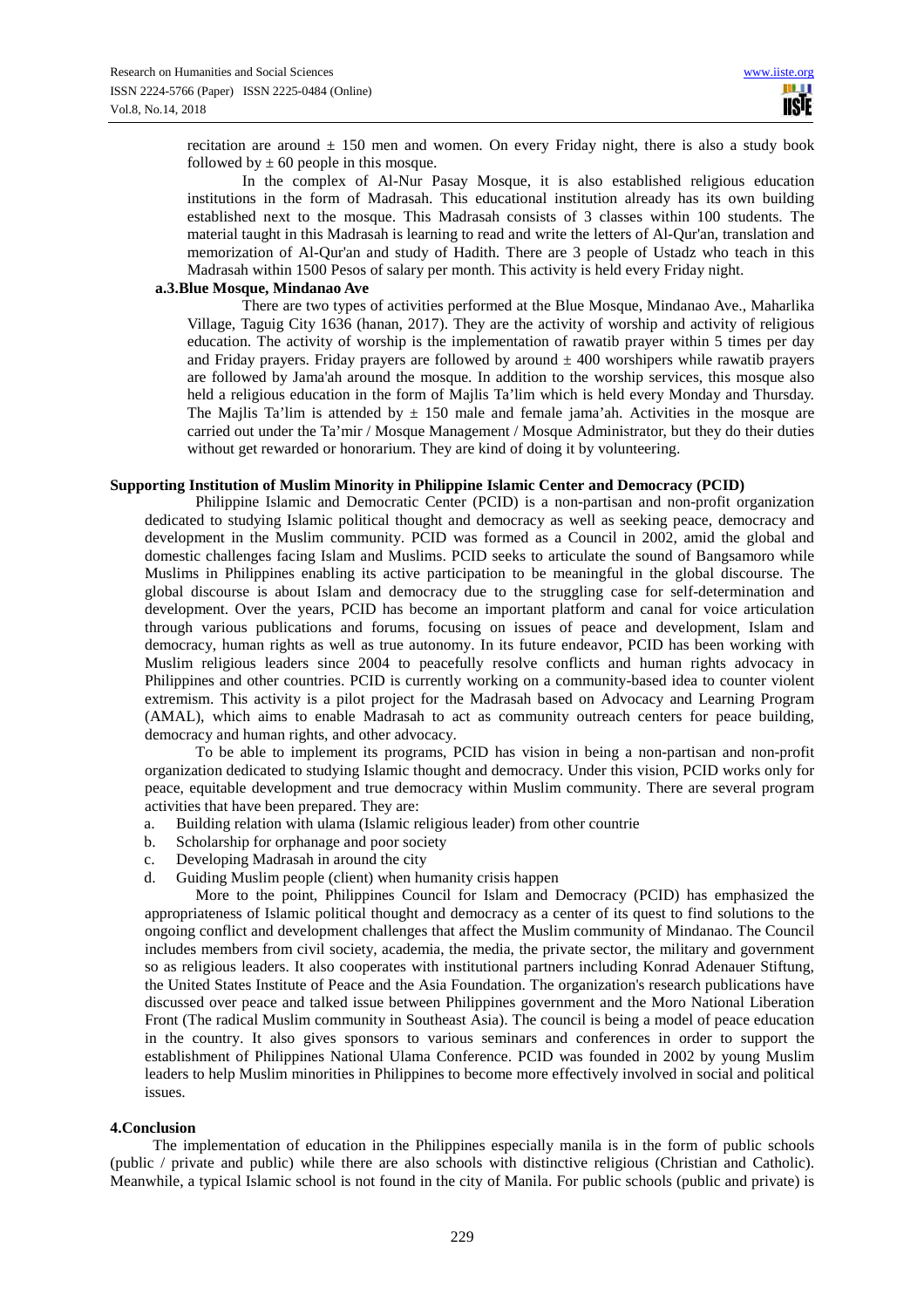recitation are around ± 150 men and women. On every Friday night, there is also a study book followed by ± 60 people in this mosque.

In the complex of Al-Nur Pasay Mosque, it is also established religious education institutions in the form of Madrasah. This educational institution already has its own building established next to the mosque. This Madrasah consists of 3 classes within 100 students. The material taught in this Madrasah is learning to read and write the letters of Al-Qur'an, translation and memorization of Al-Qur'an and study of Hadith. There are 3 people of Ustadz who teach in this Madrasah within 1500 Pesos of salary per month. This activity is held every Friday night.

**a.3.Blue Mosque, Mindanao Ave**

There are two types of activities performed at the Blue Mosque, Mindanao Ave., Maharlika Village, Taguig City 1636 (hanan, 2017). They are the activity of worship and activity of religious education. The activity of worship is the implementation of rawatib prayer within 5 times per day and Friday prayers. Friday prayers are followed by around ± 400 worshipers while rawatib prayers are followed by Jama'ah around the mosque. In addition to the worship services, this mosque also held a religious education in the form of Majlis Ta'lim which is held every Monday and Thursday. The Majlis Ta'lim is attended by ± 150 male and female jama'ah. Activities in the mosque are carried out under the Ta'mir / Mosque Management / Mosque Administrator, but they do their duties without get rewarded or honorarium. They are kind of doing it by volunteering.

**Supporting Institution of Muslim Minority in Philippine Islamic Center and Democracy (PCID)**

Philippine Islamic and Democratic Center (PCID) is a non-partisan and non-profit organization dedicated to studying Islamic political thought and democracy as well as seeking peace, democracy and development in the Muslim community. PCID was formed as a Council in 2002, amid the global and domestic challenges facing Islam and Muslims. PCID seeks to articulate the sound of Bangsamoro while Muslims in Philippines enabling its active participation to be meaningful in the global discourse. The global discourse is about Islam and democracy due to the struggling case for self-determination and development. Over the years, PCID has become an important platform and canal for voice articulation through various publications and forums, focusing on issues of peace and development, Islam and democracy, human rights as well as true autonomy. In its future endeavor, PCID has been working with Muslim religious leaders since 2004 to peacefully resolve conflicts and human rights advocacy in Philippines and other countries. PCID is currently working on a community-based idea to counter violent extremism. This activity is a pilot project for the Madrasah based on Advocacy and Learning Program (AMAL), which aims to enable Madrasah to act as community outreach centers for peace building, democracy and human rights, and other advocacy.

To be able to implement its programs, PCID has vision in being a non-partisan and non-profit organization dedicated to studying Islamic thought and democracy. Under this vision, PCID works only for peace, equitable development and true democracy within Muslim community. There are several program activities that have been prepared. They are:

a. Building relation with ulama (Islamic religious leader) from other countrie
b. Scholarship for orphanage and poor society
c. Developing Madrasah in around the city
d. Guiding Muslim people (client) when humanity crisis happen

More to the point, Philippines Council for Islam and Democracy (PCID) has emphasized the appropriateness of Islamic political thought and democracy as a center of its quest to find solutions to the ongoing conflict and development challenges that affect the Muslim community of Mindanao. The Council includes members from civil society, academia, the media, the private sector, the military and government so as religious leaders. It also cooperates with institutional partners including Konrad Adenauer Stiftung, the United States Institute of Peace and the Asia Foundation. The organization's research publications have discussed over peace and talked issue between Philippines government and the Moro National Liberation Front (The radical Muslim community in Southeast Asia). The council is being a model of peace education in the country. It also gives sponsors to various seminars and conferences in order to support the establishment of Philippines National Ulama Conference. PCID was founded in 2002 by young Muslim leaders to help Muslim minorities in Philippines to become more effectively involved in social and political issues.

## 4.Conclusion

The implementation of education in the Philippines especially manila is in the form of public schools (public / private and public) while there are also schools with distinctive religious (Christian and Catholic). Meanwhile, a typical Islamic school is not found in the city of Manila. For public schools (public and private) is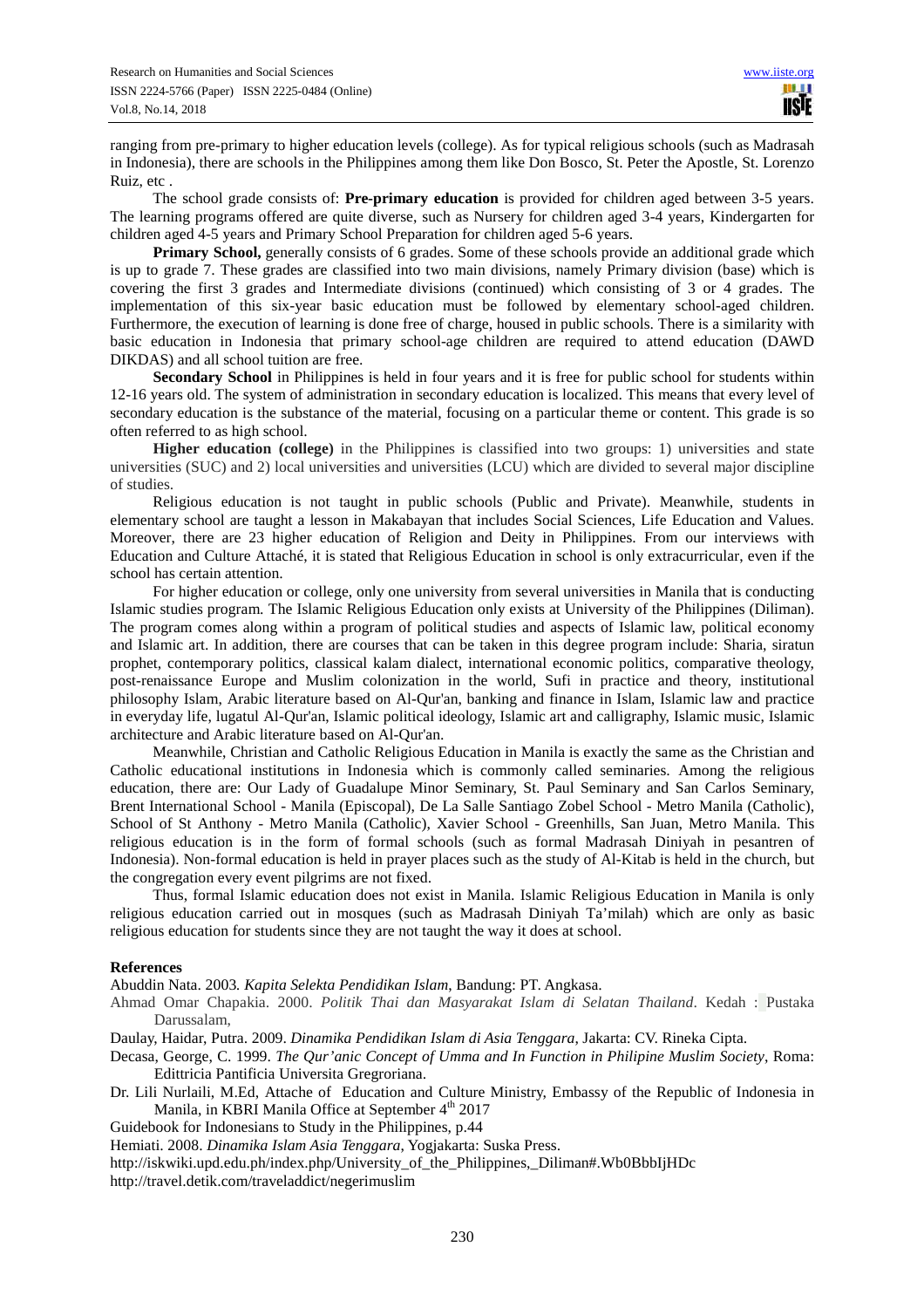ranging from pre-primary to higher education levels (college). As for typical religious schools (such as Madrasah in Indonesia), there are schools in the Philippines among them like Don Bosco, St. Peter the Apostle, St. Lorenzo Ruiz, etc .

The school grade consists of: **Pre-primary education** is provided for children aged between 3-5 years. The learning programs offered are quite diverse, such as Nursery for children aged 3-4 years, Kindergarten for children aged 4-5 years and Primary School Preparation for children aged 5-6 years.

**Primary School,** generally consists of 6 grades. Some of these schools provide an additional grade which is up to grade 7. These grades are classified into two main divisions, namely Primary division (base) which is covering the first 3 grades and Intermediate divisions (continued) which consisting of 3 or 4 grades. The implementation of this six-year basic education must be followed by elementary school-aged children. Furthermore, the execution of learning is done free of charge, housed in public schools. There is a similarity with basic education in Indonesia that primary school-age children are required to attend education (DAWD DIKDAS) and all school tuition are free.

**Secondary School** in Philippines is held in four years and it is free for public school for students within 12-16 years old. The system of administration in secondary education is localized. This means that every level of secondary education is the substance of the material, focusing on a particular theme or content. This grade is so often referred to as high school.

**Higher education (college)** in the Philippines is classified into two groups: 1) universities and state universities (SUC) and 2) local universities and universities (LCU) which are divided to several major discipline of studies.

Religious education is not taught in public schools (Public and Private). Meanwhile, students in elementary school are taught a lesson in Makabayan that includes Social Sciences, Life Education and Values. Moreover, there are 23 higher education of Religion and Deity in Philippines. From our interviews with Education and Culture Attaché, it is stated that Religious Education in school is only extracurricular, even if the school has certain attention.

For higher education or college, only one university from several universities in Manila that is conducting Islamic studies program. The Islamic Religious Education only exists at University of the Philippines (Diliman). The program comes along within a program of political studies and aspects of Islamic law, political economy and Islamic art. In addition, there are courses that can be taken in this degree program include: Sharia, siratun prophet, contemporary politics, classical kalam dialect, international economic politics, comparative theology, post-renaissance Europe and Muslim colonization in the world, Sufi in practice and theory, institutional philosophy Islam, Arabic literature based on Al-Qur'an, banking and finance in Islam, Islamic law and practice in everyday life, lugatul Al-Qur'an, Islamic political ideology, Islamic art and calligraphy, Islamic music, Islamic architecture and Arabic literature based on Al-Qur'an.

Meanwhile, Christian and Catholic Religious Education in Manila is exactly the same as the Christian and Catholic educational institutions in Indonesia which is commonly called seminaries. Among the religious education, there are: Our Lady of Guadalupe Minor Seminary, St. Paul Seminary and San Carlos Seminary, Brent International School - Manila (Episcopal), De La Salle Santiago Zobel School - Metro Manila (Catholic), School of St Anthony - Metro Manila (Catholic), Xavier School - Greenhills, San Juan, Metro Manila. This religious education is in the form of formal schools (such as formal Madrasah Diniyah in pesantren of Indonesia). Non-formal education is held in prayer places such as the study of Al-Kitab is held in the church, but the congregation every event pilgrims are not fixed.

Thus, formal Islamic education does not exist in Manila. Islamic Religious Education in Manila is only religious education carried out in mosques (such as Madrasah Diniyah Ta'milah) which are only as basic religious education for students since they are not taught the way it does at school.

**References**

Abuddin Nata. 2003. *Kapita Selekta Pendidikan Islam*, Bandung: PT. Angkasa.

Ahmad Omar Chapakia. 2000. *Politik Thai dan Masyarakat Islam di Selatan Thailand*. Kedah : Pustaka Darussalam,

Daulay, Haidar, Putra. 2009. *Dinamika Pendidikan Islam di Asia Tenggara*, Jakarta: CV. Rineka Cipta.

Decasa, George, C. 1999. *The Qur'anic Concept of Umma and In Function in Philipine Muslim Society*, Roma: Edittricia Pantificia Universita Gregroriana.

Dr. Lili Nurlaili, M.Ed, Attache of Education and Culture Ministry, Embassy of the Republic of Indonesia in Manila, in KBRI Manila Office at September 4th 2017

Guidebook for Indonesians to Study in the Philippines, p.44

Hemiati. 2008. *Dinamika Islam Asia Tenggara*, Yogjakarta: Suska Press.

http://iskwiki.upd.edu.ph/index.php/University_of_the_Philippines,_Diliman#.Wb0BbbIjHDc

http://travel.detik.com/traveladdict/negerimuslim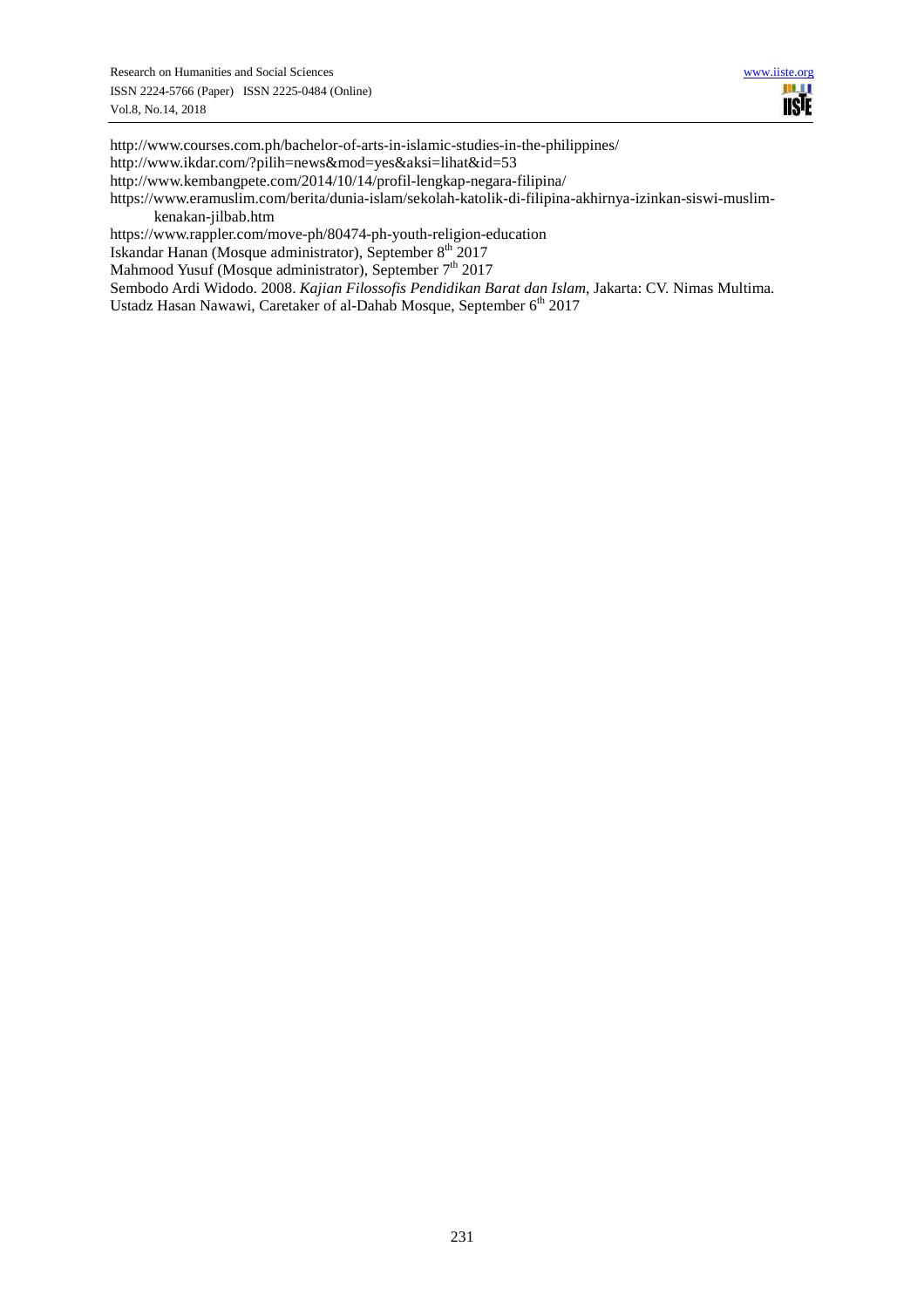http://www.courses.com.ph/bachelor-of-arts-in-islamic-studies-in-the-philippines/

http://www.ikdar.com/?pilih=news&mod=yes&aksi=lihat&id=53

http://www.kembangpete.com/2014/10/14/profil-lengkap-negara-filipina/

https://www.eramuslim.com/berita/dunia-islam/sekolah-katolik-di-filipina-akhirnya-izinkan-siswi-muslim-kenakan-jilbab.htm

https://www.rappler.com/move-ph/80474-ph-youth-religion-education

Iskandar Hanan (Mosque administrator), September 8th 2017

Mahmood Yusuf (Mosque administrator), September 7th 2017

Sembodo Ardi Widodo. 2008. *Kajian Filossofis Pendidikan Barat dan Islam*, Jakarta: CV. Nimas Multima.

Ustadz Hasan Nawawi, Caretaker of al-Dahab Mosque, September 6th 2017